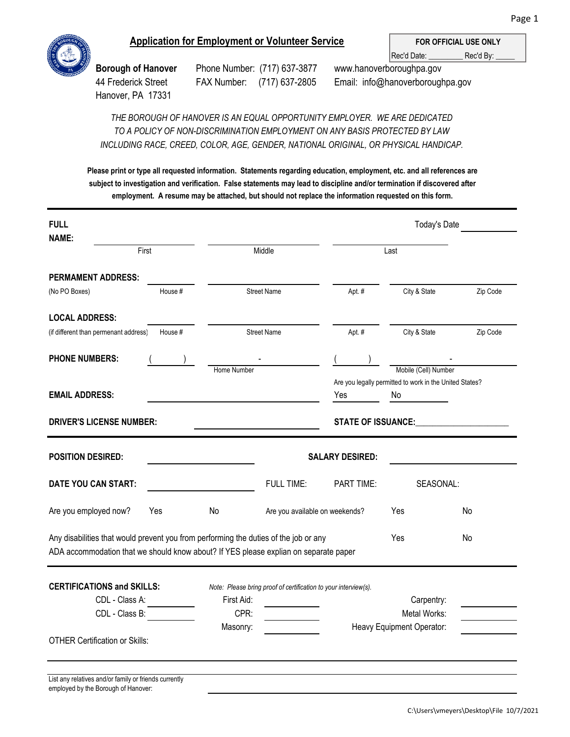## Application for Employment or Volunteer Service

**FOR OFFICIAL USE ONLY**
Rec'd Date: _________ Rec'd By: _____

**Borough of Hanover**
44 Frederick Street
Hanover, PA 17331

Phone Number: (717) 637-3877
FAX Number: (717) 637-2805

www.hanoverboroughpa.gov
Email: info@hanoverboroughpa.gov

*THE BOROUGH OF HANOVER IS AN EQUAL OPPORTUNITY EMPLOYER. WE ARE DEDICATED TO A POLICY OF NON-DISCRIMINATION EMPLOYMENT ON ANY BASIS PROTECTED BY LAW INCLUDING RACE, CREED, COLOR, AGE, GENDER, NATIONAL ORIGINAL, OR PHYSICAL HANDICAP.*

**Please print or type all requested information. Statements regarding education, employment, etc. and all references are subject to investigation and verification. False statements may lead to discipline and/or termination if discovered after employment. A resume may be attached, but should not replace the information requested on this form.**

---

**FULL NAME:** ____________ First ____________ Middle ____________ Last

Today's Date ____________

**PERMAMENT ADDRESS:** (No PO Boxes)
____ House # ____ Street Name ____ Apt. # ____ City & State ____ Zip Code

**LOCAL ADDRESS:** (if different than permanant address)
____ House # ____ Street Name ____ Apt. # ____ City & State ____ Zip Code

**PHONE NUMBERS:** ( ) - Home Number ( ) - Mobile (Cell) Number

**EMAIL ADDRESS:** ____________

Are you legally permitted to work in the United States? Yes ____ No ____

**DRIVER'S LICENSE NUMBER:** ____________ **STATE OF ISSUANCE:** ____________

---

**POSITION DESIRED:** ____________ **SALARY DESIRED:** ____________

**DATE YOU CAN START:** ____________ FULL TIME: PART TIME: SEASONAL:

Are you employed now? Yes No Are you available on weekends? Yes No

Any disabilities that would prevent you from performing the duties of the job or any ADA accommodation that we should know about? If YES please explian on separate paper Yes No

---

**CERTIFICATIONS and SKILLS:** *Note: Please bring proof of certification to your interview(s).*

| | | | | | |
|---|---|---|---|---|---|
| CDL - Class A: | ______ | First Aid: | ______ | Carpentry: | ______ |
| CDL - Class B: | ______ | CPR: | ______ | Metal Works: | ______ |
| | | Masonry: | ______ | Heavy Equipment Operator: | ______ |

OTHER Certification or Skills: ____________

List any relatives and/or family or friends currently employed by the Borough of Hanover: ____________

C:\Users\vmeyers\Desktop\File 10/7/2021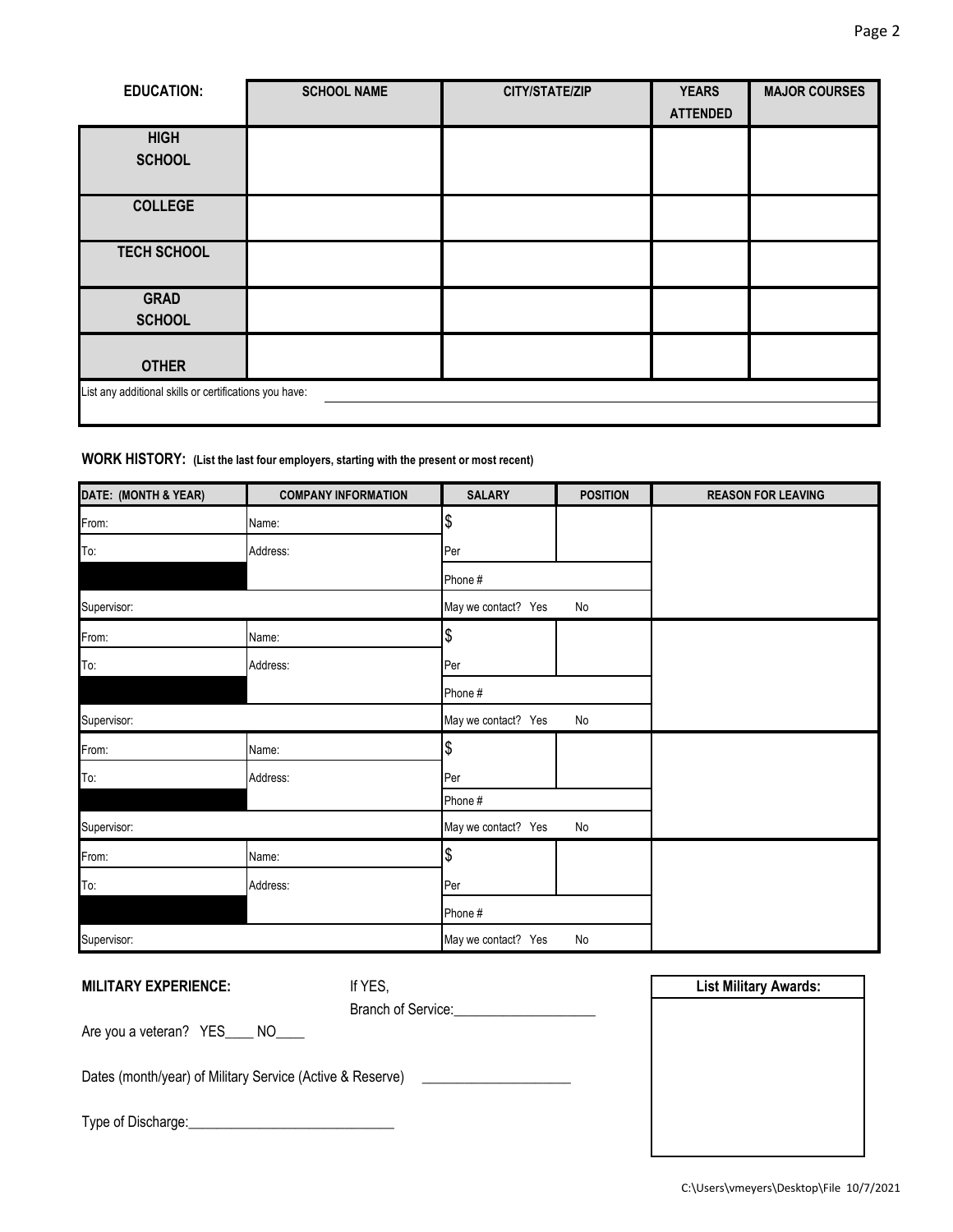| EDUCATION: | SCHOOL NAME | CITY/STATE/ZIP | YEARS ATTENDED | MAJOR COURSES |
|---|---|---|---|---|
| HIGH SCHOOL | | | | |
| COLLEGE | | | | |
| TECH SCHOOL | | | | |
| GRAD SCHOOL | | | | |
| OTHER | | | | |

List any additional skills or certifications you have: ______________________________

**WORK HISTORY: (List the last four employers, starting with the present or most recent)**

| DATE: (MONTH & YEAR) | COMPANY INFORMATION | SALARY | POSITION | REASON FOR LEAVING |
|---|---|---|---|---|
| From: | Name: | $ | | |
| To: | Address: | Per | | |
| | | Phone # | | |
| Supervisor: | | May we contact? Yes No | | |
| From: | Name: | $ | | |
| To: | Address: | Per | | |
| | | Phone # | | |
| Supervisor: | | May we contact? Yes No | | |
| From: | Name: | $ | | |
| To: | Address: | Per | | |
| | | Phone # | | |
| Supervisor: | | May we contact? Yes No | | |
| From: | Name: | $ | | |
| To: | Address: | Per | | |
| | | Phone # | | |
| Supervisor: | | May we contact? Yes No | | |

**MILITARY EXPERIENCE:**

If YES,
Branch of Service:____________________

Are you a veteran? YES____ NO____

Dates (month/year) of Military Service (Active & Reserve) ____________________

Type of Discharge:_____________________________

| List Military Awards: |
|---|
| |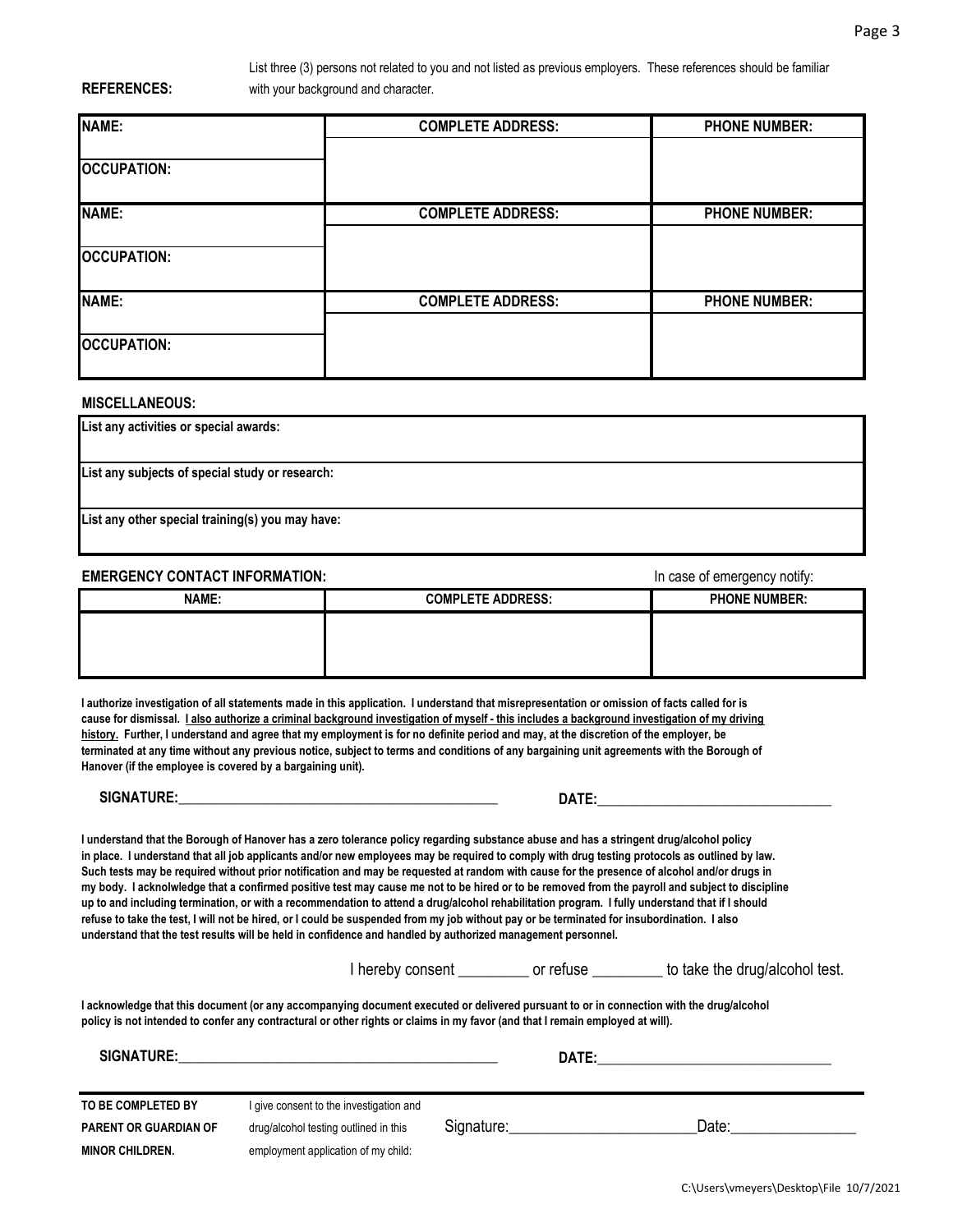**REFERENCES:** List three (3) persons not related to you and not listed as previous employers. These references should be familiar with your background and character.

| | | |
|---|---|---|
| **NAME:** | **COMPLETE ADDRESS:** | **PHONE NUMBER:** |
| **OCCUPATION:** | | |
| **NAME:** | **COMPLETE ADDRESS:** | **PHONE NUMBER:** |
| **OCCUPATION:** | | |
| **NAME:** | **COMPLETE ADDRESS:** | **PHONE NUMBER:** |
| **OCCUPATION:** | | |

**MISCELLANEOUS:**

| |
|---|
| **List any activities or special awards:** |
| **List any subjects of special study or research:** |
| **List any other special training(s) you may have:** |

**EMERGENCY CONTACT INFORMATION:** In case of emergency notify:

| NAME: | COMPLETE ADDRESS: | PHONE NUMBER: |
|---|---|---|
| | | |

**I authorize investigation of all statements made in this application. I understand that misrepresentation or omission of facts called for is cause for dismissal. <u>I also authorize a criminal background investigation of myself - this includes a background investigation of my driving history.</u> Further, I understand and agree that my employment is for no definite period and may, at the discretion of the employer, be terminated at any time without any previous notice, subject to terms and conditions of any bargaining unit agreements with the Borough of Hanover (if the employee is covered by a bargaining unit).**

**SIGNATURE:**_______________________________________ **DATE:**_______________________________

**I understand that the Borough of Hanover has a zero tolerance policy regarding substance abuse and has a stringent drug/alcohol policy in place. I understand that all job applicants and/or new employees may be required to comply with drug testing protocols as outlined by law. Such tests may be required without prior notification and may be requested at random with cause for the presence of alcohol and/or drugs in my body. I acknolwledge that a confirmed positive test may cause me not to be hired or to be removed from the payroll and subject to discipline up to and including termination, or with a recommendation to attend a drug/alcohol rehabilitation program. I fully understand that if I should refuse to take the test, I will not be hired, or I could be suspended from my job without pay or be terminated for insubordination. I also understand that the test results will be held in confidence and handled by authorized management personnel.**

I hereby consent _________ or refuse _________ to take the drug/alcohol test.

**I acknowledge that this document (or any accompanying document executed or delivered pursuant to or in connection with the drug/alcohol policy is not intended to confer any contractural or other rights or claims in my favor (and that I remain employed at will).**

**SIGNATURE:**_______________________________________ **DATE:**_______________________________

**TO BE COMPLETED BY PARENT OR GUARDIAN OF MINOR CHILDREN.** I give consent to the investigation and drug/alcohol testing outlined in this employment application of my child: Signature:________________________ Date:________________

C:\Users\vmeyers\Desktop\File 10/7/2021